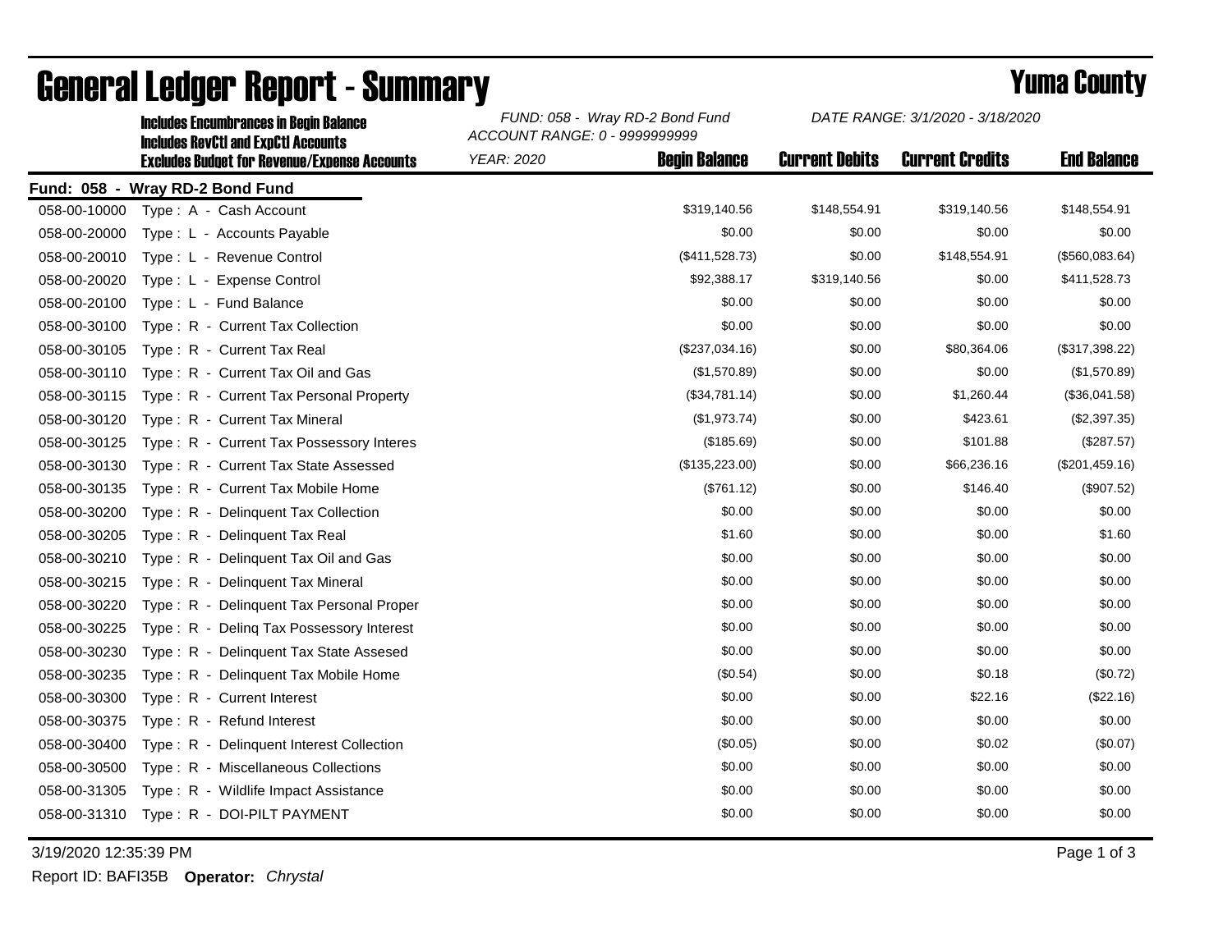# General Ledger Report - Summary

## Yuma County

**Includes Encumbrances in Begin Balance**
**Includes RevCtl and ExpCtl Accounts**
**Excludes Budget for Revenue/Expense Accounts**

*FUND: 058 - Wray RD-2 Bond Fund*
*ACCOUNT RANGE: 0 - 9999999999*
*YEAR: 2020*

*DATE RANGE: 3/1/2020 - 3/18/2020*

**Fund: 058 - Wray RD-2 Bond Fund**

| Account | Description | Begin Balance | Current Debits | Current Credits | End Balance |
|---|---|---|---|---|---|
| 058-00-10000 | Type : A - Cash Account | $319,140.56 | $148,554.91 | $319,140.56 | $148,554.91 |
| 058-00-20000 | Type : L - Accounts Payable | $0.00 | $0.00 | $0.00 | $0.00 |
| 058-00-20010 | Type : L - Revenue Control | ($411,528.73) | $0.00 | $148,554.91 | ($560,083.64) |
| 058-00-20020 | Type : L - Expense Control | $92,388.17 | $319,140.56 | $0.00 | $411,528.73 |
| 058-00-20100 | Type : L - Fund Balance | $0.00 | $0.00 | $0.00 | $0.00 |
| 058-00-30100 | Type : R - Current Tax Collection | $0.00 | $0.00 | $0.00 | $0.00 |
| 058-00-30105 | Type : R - Current Tax Real | ($237,034.16) | $0.00 | $80,364.06 | ($317,398.22) |
| 058-00-30110 | Type : R - Current Tax Oil and Gas | ($1,570.89) | $0.00 | $0.00 | ($1,570.89) |
| 058-00-30115 | Type : R - Current Tax Personal Property | ($34,781.14) | $0.00 | $1,260.44 | ($36,041.58) |
| 058-00-30120 | Type : R - Current Tax Mineral | ($1,973.74) | $0.00 | $423.61 | ($2,397.35) |
| 058-00-30125 | Type : R - Current Tax Possessory Interes | ($185.69) | $0.00 | $101.88 | ($287.57) |
| 058-00-30130 | Type : R - Current Tax State Assessed | ($135,223.00) | $0.00 | $66,236.16 | ($201,459.16) |
| 058-00-30135 | Type : R - Current Tax Mobile Home | ($761.12) | $0.00 | $146.40 | ($907.52) |
| 058-00-30200 | Type : R - Delinquent Tax Collection | $0.00 | $0.00 | $0.00 | $0.00 |
| 058-00-30205 | Type : R - Delinquent Tax Real | $1.60 | $0.00 | $0.00 | $1.60 |
| 058-00-30210 | Type : R - Delinquent Tax Oil and Gas | $0.00 | $0.00 | $0.00 | $0.00 |
| 058-00-30215 | Type : R - Delinquent Tax Mineral | $0.00 | $0.00 | $0.00 | $0.00 |
| 058-00-30220 | Type : R - Delinquent Tax Personal Proper | $0.00 | $0.00 | $0.00 | $0.00 |
| 058-00-30225 | Type : R - Delinq Tax Possessory Interest | $0.00 | $0.00 | $0.00 | $0.00 |
| 058-00-30230 | Type : R - Delinquent Tax State Assesed | $0.00 | $0.00 | $0.00 | $0.00 |
| 058-00-30235 | Type : R - Delinquent Tax Mobile Home | ($0.54) | $0.00 | $0.18 | ($0.72) |
| 058-00-30300 | Type : R - Current Interest | $0.00 | $0.00 | $22.16 | ($22.16) |
| 058-00-30375 | Type : R - Refund Interest | $0.00 | $0.00 | $0.00 | $0.00 |
| 058-00-30400 | Type : R - Delinquent Interest Collection | ($0.05) | $0.00 | $0.02 | ($0.07) |
| 058-00-30500 | Type : R - Miscellaneous Collections | $0.00 | $0.00 | $0.00 | $0.00 |
| 058-00-31305 | Type : R - Wildlife Impact Assistance | $0.00 | $0.00 | $0.00 | $0.00 |
| 058-00-31310 | Type : R - DOI-PILT PAYMENT | $0.00 | $0.00 | $0.00 | $0.00 |

3/19/2020 12:35:39 PM

Report ID: BAFI35B **Operator:** *Chrystal*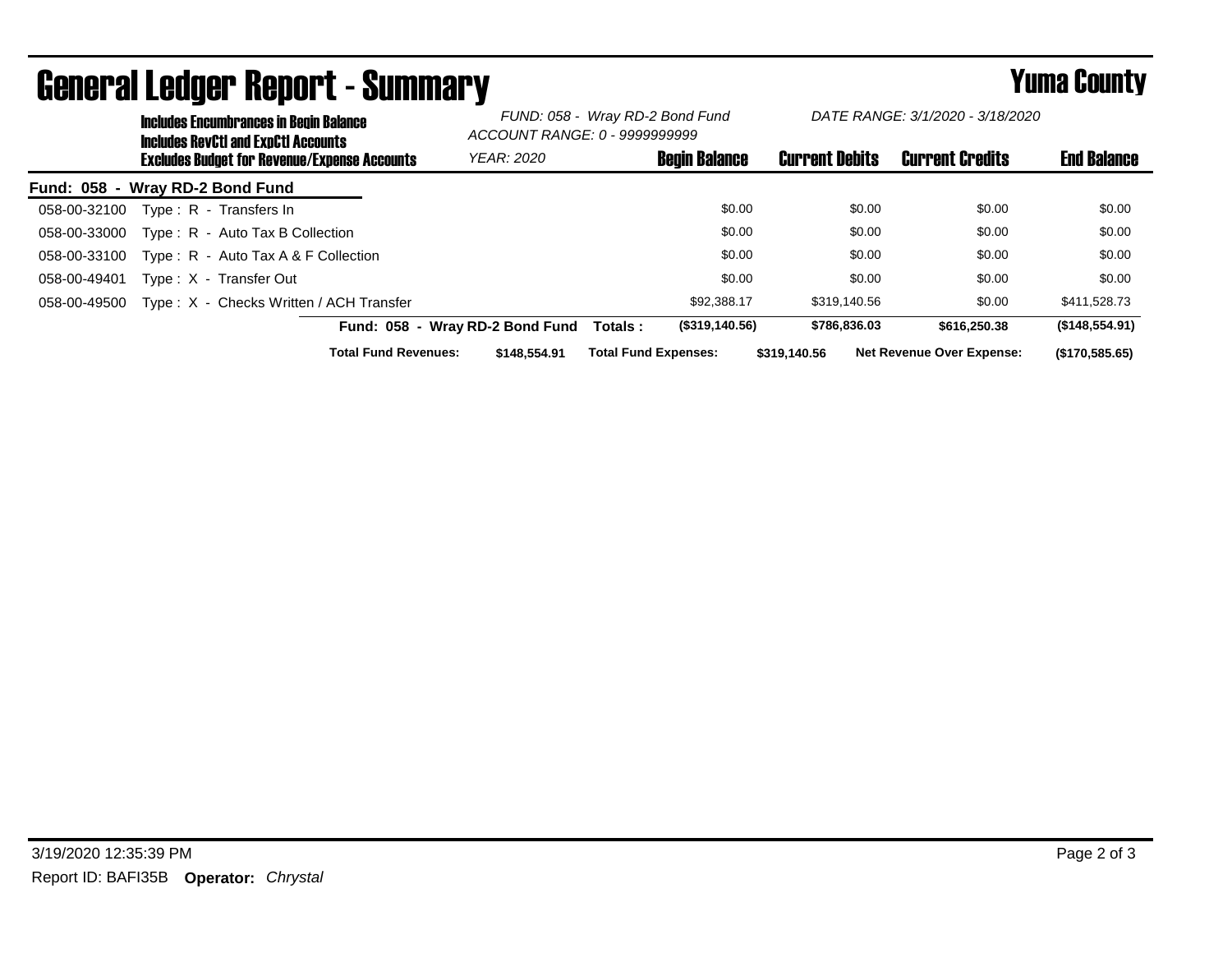# General Ledger Report - Summary

## Yuma County

**Includes Encumbrances in Begin Balance**
**Includes RevCtl and ExpCtl Accounts**
**Excludes Budget for Revenue/Expense Accounts**

*FUND: 058 - Wray RD-2 Bond Fund*
*ACCOUNT RANGE: 0 - 9999999999*
*YEAR: 2020*

*DATE RANGE: 3/1/2020 - 3/18/2020*

**Fund: 058 - Wray RD-2 Bond Fund**

| Account | Description | Begin Balance | Current Debits | Current Credits | End Balance |
|---|---|---|---|---|---|
| 058-00-32100 | Type : R - Transfers In | $0.00 | $0.00 | $0.00 | $0.00 |
| 058-00-33000 | Type : R - Auto Tax B Collection | $0.00 | $0.00 | $0.00 | $0.00 |
| 058-00-33100 | Type : R - Auto Tax A & F Collection | $0.00 | $0.00 | $0.00 | $0.00 |
| 058-00-49401 | Type : X - Transfer Out | $0.00 | $0.00 | $0.00 | $0.00 |
| 058-00-49500 | Type : X - Checks Written / ACH Transfer | $92,388.17 | $319,140.56 | $0.00 | $411,528.73 |
| | **Fund: 058 - Wray RD-2 Bond Fund Totals :** | **($319,140.56)** | **$786,836.03** | **$616,250.38** | **($148,554.91)** |

**Total Fund Revenues:** $148,554.91 **Total Fund Expenses:** $319,140.56 **Net Revenue Over Expense:** ($170,585.65)

3/19/2020 12:35:39 PM

Report ID: BAFI35B **Operator:** *Chrystal*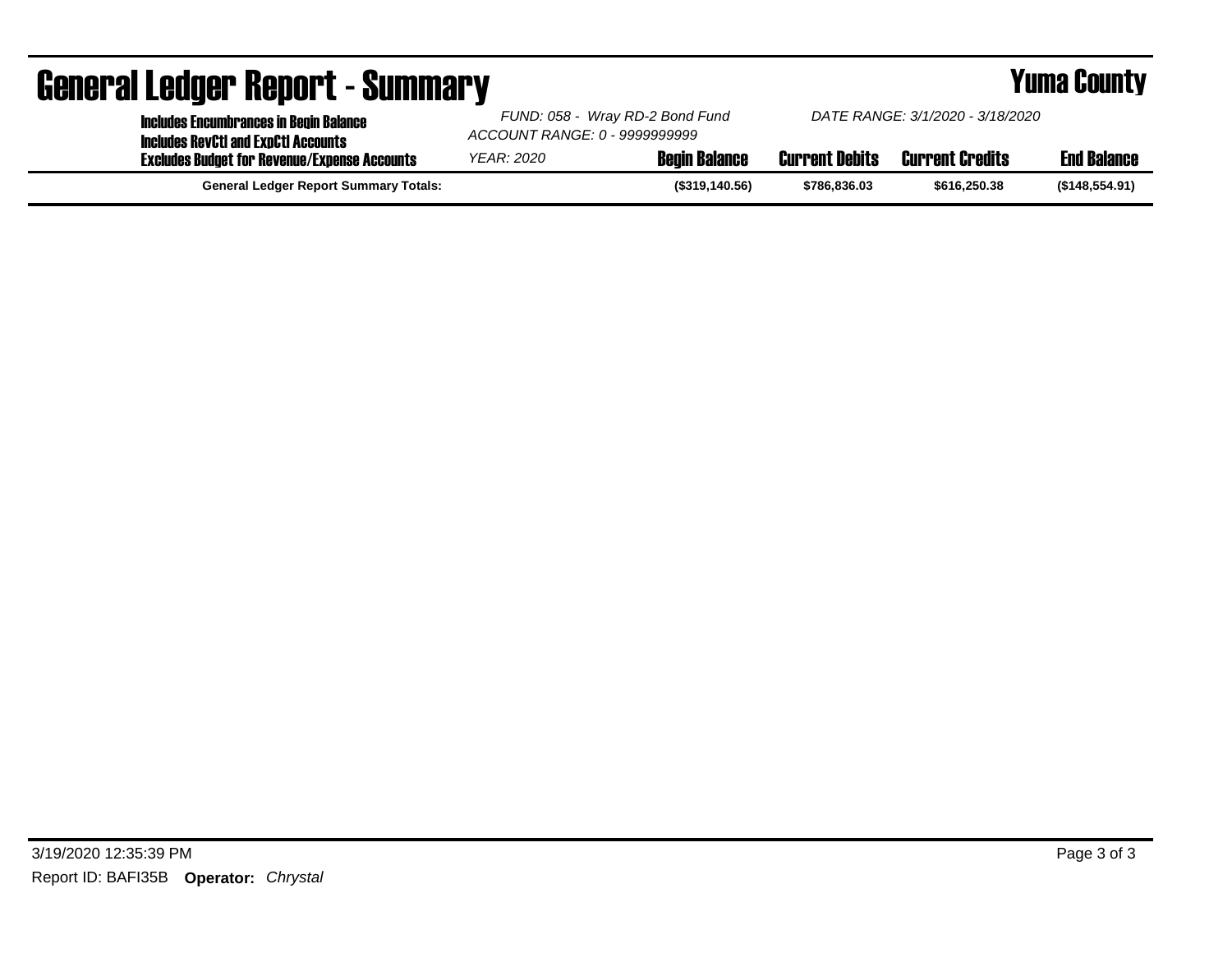# General Ledger Report - Summary

**Yuma County**

Includes Encumbrances in Begin Balance
Includes RevCtl and ExpCtl Accounts
Excludes Budget for Revenue/Expense Accounts

*FUND: 058 - Wray RD-2 Bond Fund*
*ACCOUNT RANGE: 0 - 9999999999*
*YEAR: 2020*

*DATE RANGE: 3/1/2020 - 3/18/2020*

| | Begin Balance | Current Debits | Current Credits | End Balance |
|---|---|---|---|---|
| **General Ledger Report Summary Totals:** | **($319,140.56)** | **$786,836.03** | **$616,250.38** | **($148,554.91)** |

3/19/2020 12:35:39 PM

Report ID: BAFI35B **Operator:** *Chrystal*